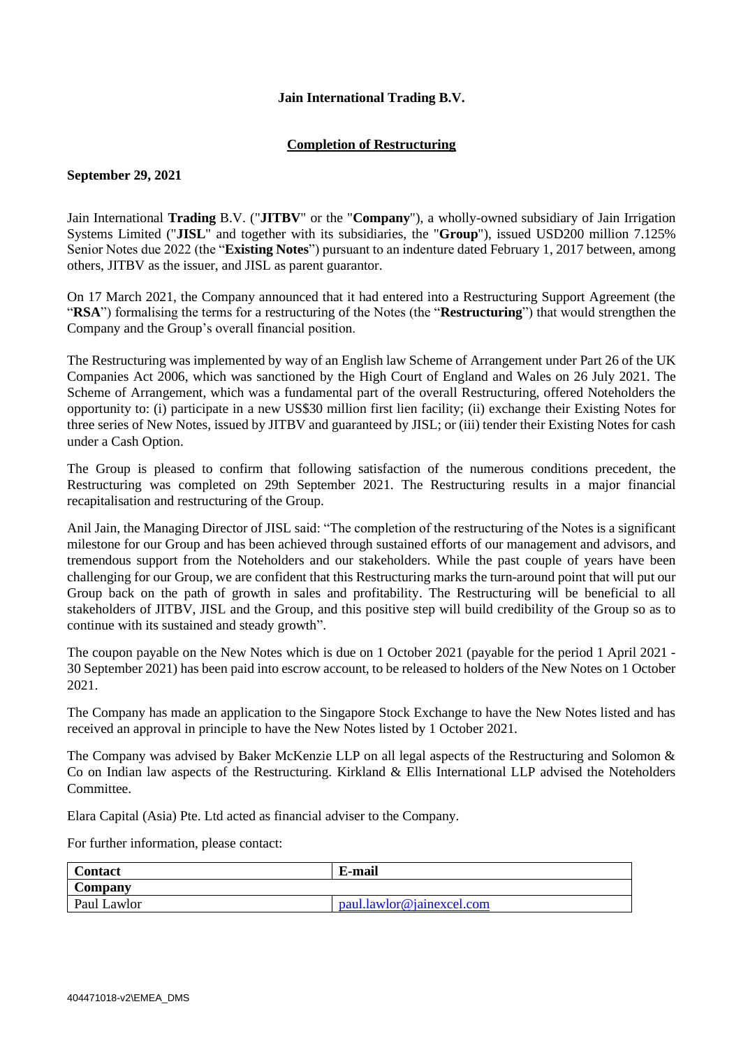**Jain International Trading B.V.**

**Completion of Restructuring**

**September 29, 2021**

Jain International **Trading** B.V. ("**JITBV**" or the "**Company**"), a wholly-owned subsidiary of Jain Irrigation Systems Limited ("**JISL**" and together with its subsidiaries, the "**Group**"), issued USD200 million 7.125% Senior Notes due 2022 (the "**Existing Notes**") pursuant to an indenture dated February 1, 2017 between, among others, JITBV as the issuer, and JISL as parent guarantor.

On 17 March 2021, the Company announced that it had entered into a Restructuring Support Agreement (the "**RSA**") formalising the terms for a restructuring of the Notes (the "**Restructuring**") that would strengthen the Company and the Group's overall financial position.

The Restructuring was implemented by way of an English law Scheme of Arrangement under Part 26 of the UK Companies Act 2006, which was sanctioned by the High Court of England and Wales on 26 July 2021. The Scheme of Arrangement, which was a fundamental part of the overall Restructuring, offered Noteholders the opportunity to: (i) participate in a new US$30 million first lien facility; (ii) exchange their Existing Notes for three series of New Notes, issued by JITBV and guaranteed by JISL; or (iii) tender their Existing Notes for cash under a Cash Option.

The Group is pleased to confirm that following satisfaction of the numerous conditions precedent, the Restructuring was completed on 29th September 2021. The Restructuring results in a major financial recapitalisation and restructuring of the Group.

Anil Jain, the Managing Director of JISL said: "The completion of the restructuring of the Notes is a significant milestone for our Group and has been achieved through sustained efforts of our management and advisors, and tremendous support from the Noteholders and our stakeholders. While the past couple of years have been challenging for our Group, we are confident that this Restructuring marks the turn-around point that will put our Group back on the path of growth in sales and profitability. The Restructuring will be beneficial to all stakeholders of JITBV, JISL and the Group, and this positive step will build credibility of the Group so as to continue with its sustained and steady growth".

The coupon payable on the New Notes which is due on 1 October 2021 (payable for the period 1 April 2021 - 30 September 2021) has been paid into escrow account, to be released to holders of the New Notes on 1 October 2021.

The Company has made an application to the Singapore Stock Exchange to have the New Notes listed and has received an approval in principle to have the New Notes listed by 1 October 2021.

The Company was advised by Baker McKenzie LLP on all legal aspects of the Restructuring and Solomon & Co on Indian law aspects of the Restructuring. Kirkland & Ellis International LLP advised the Noteholders Committee.

Elara Capital (Asia) Pte. Ltd acted as financial adviser to the Company.

For further information, please contact:

| Contact | E-mail |
| --- | --- |
| **Company** | |
| Paul Lawlor | paul.lawlor@jainexcel.com |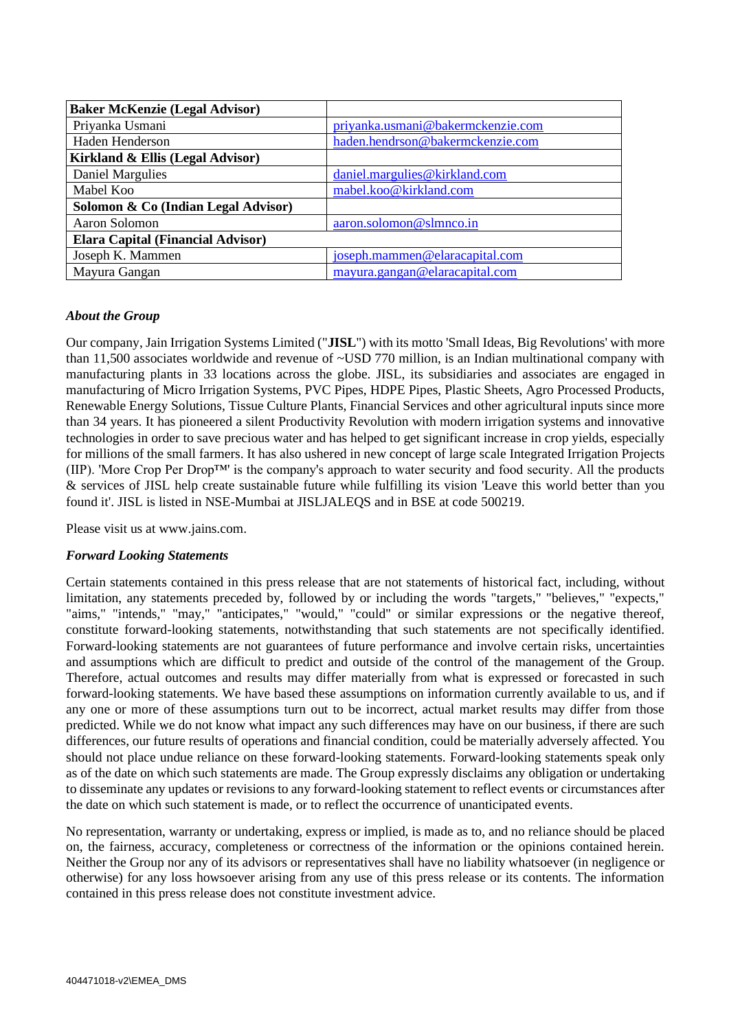| | |
|---|---|
| **Baker McKenzie (Legal Advisor)** | |
| Priyanka Usmani | priyanka.usmani@bakermckenzie.com |
| Haden Henderson | haden.hendrson@bakermckenzie.com |
| **Kirkland & Ellis (Legal Advisor)** | |
| Daniel Margulies | daniel.margulies@kirkland.com |
| Mabel Koo | mabel.koo@kirkland.com |
| **Solomon & Co (Indian Legal Advisor)** | |
| Aaron Solomon | aaron.solomon@slmnco.in |
| **Elara Capital (Financial Advisor)** | |
| Joseph K. Mammen | joseph.mammen@elaracapital.com |
| Mayura Gangan | mayura.gangan@elaracapital.com |

***About the Group***

Our company, Jain Irrigation Systems Limited ("**JISL**") with its motto 'Small Ideas, Big Revolutions' with more than 11,500 associates worldwide and revenue of ~USD 770 million, is an Indian multinational company with manufacturing plants in 33 locations across the globe. JISL, its subsidiaries and associates are engaged in manufacturing of Micro Irrigation Systems, PVC Pipes, HDPE Pipes, Plastic Sheets, Agro Processed Products, Renewable Energy Solutions, Tissue Culture Plants, Financial Services and other agricultural inputs since more than 34 years. It has pioneered a silent Productivity Revolution with modern irrigation systems and innovative technologies in order to save precious water and has helped to get significant increase in crop yields, especially for millions of the small farmers. It has also ushered in new concept of large scale Integrated Irrigation Projects (IIP). 'More Crop Per Drop™' is the company's approach to water security and food security. All the products & services of JISL help create sustainable future while fulfilling its vision 'Leave this world better than you found it'. JISL is listed in NSE-Mumbai at JISLJALEQS and in BSE at code 500219.

Please visit us at www.jains.com.

***Forward Looking Statements***

Certain statements contained in this press release that are not statements of historical fact, including, without limitation, any statements preceded by, followed by or including the words "targets," "believes," "expects," "aims," "intends," "may," "anticipates," "would," "could" or similar expressions or the negative thereof, constitute forward-looking statements, notwithstanding that such statements are not specifically identified. Forward-looking statements are not guarantees of future performance and involve certain risks, uncertainties and assumptions which are difficult to predict and outside of the control of the management of the Group. Therefore, actual outcomes and results may differ materially from what is expressed or forecasted in such forward-looking statements. We have based these assumptions on information currently available to us, and if any one or more of these assumptions turn out to be incorrect, actual market results may differ from those predicted. While we do not know what impact any such differences may have on our business, if there are such differences, our future results of operations and financial condition, could be materially adversely affected. You should not place undue reliance on these forward-looking statements. Forward-looking statements speak only as of the date on which such statements are made. The Group expressly disclaims any obligation or undertaking to disseminate any updates or revisions to any forward-looking statement to reflect events or circumstances after the date on which such statement is made, or to reflect the occurrence of unanticipated events.

No representation, warranty or undertaking, express or implied, is made as to, and no reliance should be placed on, the fairness, accuracy, completeness or correctness of the information or the opinions contained herein. Neither the Group nor any of its advisors or representatives shall have no liability whatsoever (in negligence or otherwise) for any loss howsoever arising from any use of this press release or its contents. The information contained in this press release does not constitute investment advice.

404471018-v2\EMEA_DMS